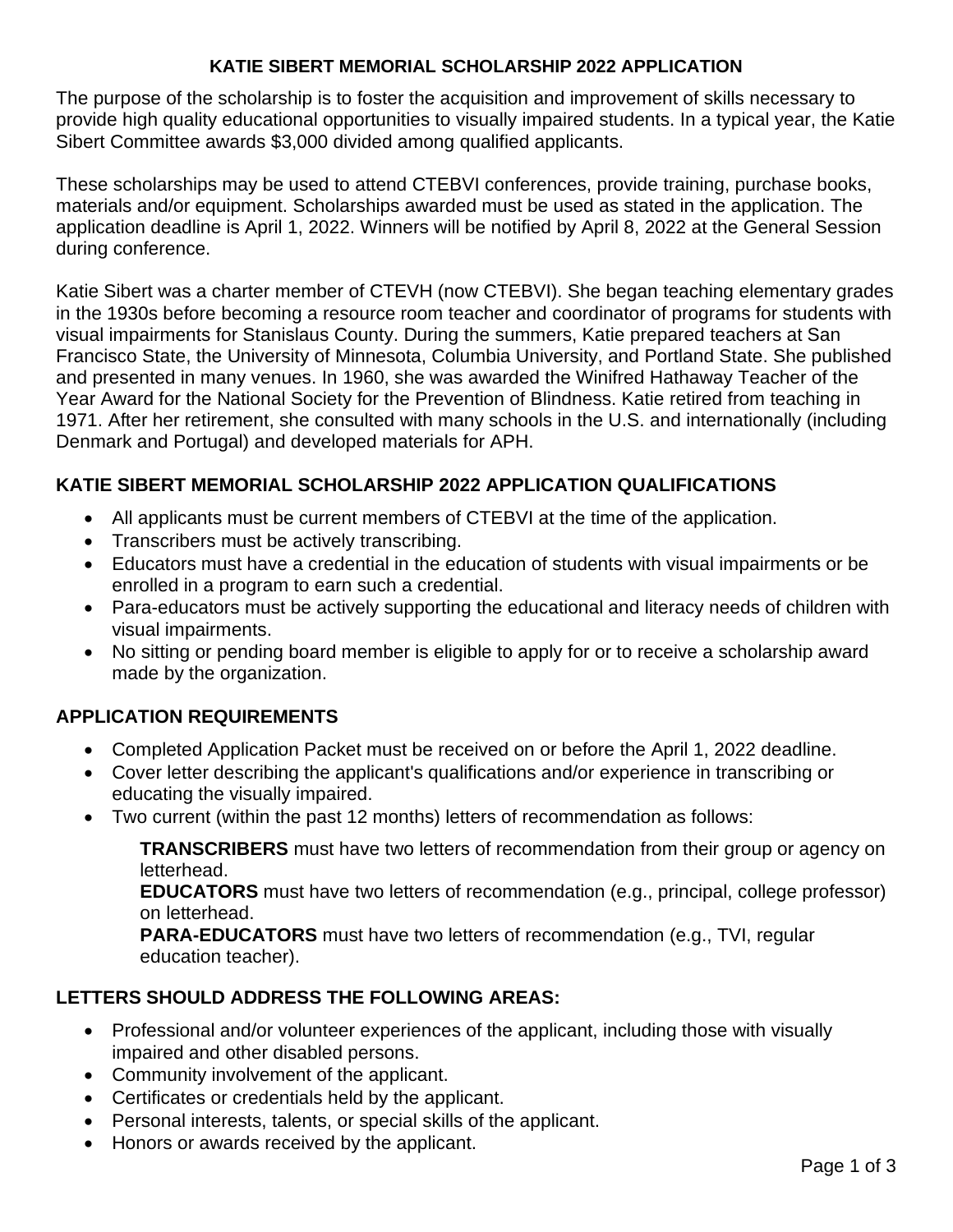# KATIE SIBERT MEMORIAL SCHOLARSHIP 2022 APPLICATION

The purpose of the scholarship is to foster the acquisition and improvement of skills necessary to provide high quality educational opportunities to visually impaired students. In a typical year, the Katie Sibert Committee awards $3,000 divided among qualified applicants.

These scholarships may be used to attend CTEBVI conferences, provide training, purchase books, materials and/or equipment. Scholarships awarded must be used as stated in the application. The application deadline is April 1, 2022. Winners will be notified by April 8, 2022 at the General Session during conference.

Katie Sibert was a charter member of CTEVH (now CTEBVI). She began teaching elementary grades in the 1930s before becoming a resource room teacher and coordinator of programs for students with visual impairments for Stanislaus County. During the summers, Katie prepared teachers at San Francisco State, the University of Minnesota, Columbia University, and Portland State. She published and presented in many venues. In 1960, she was awarded the Winifred Hathaway Teacher of the Year Award for the National Society for the Prevention of Blindness. Katie retired from teaching in 1971. After her retirement, she consulted with many schools in the U.S. and internationally (including Denmark and Portugal) and developed materials for APH.

## KATIE SIBERT MEMORIAL SCHOLARSHIP 2022 APPLICATION QUALIFICATIONS

- All applicants must be current members of CTEBVI at the time of the application.
- Transcribers must be actively transcribing.
- Educators must have a credential in the education of students with visual impairments or be enrolled in a program to earn such a credential.
- Para-educators must be actively supporting the educational and literacy needs of children with visual impairments.
- No sitting or pending board member is eligible to apply for or to receive a scholarship award made by the organization.

## APPLICATION REQUIREMENTS

- Completed Application Packet must be received on or before the April 1, 2022 deadline.
- Cover letter describing the applicant's qualifications and/or experience in transcribing or educating the visually impaired.
- Two current (within the past 12 months) letters of recommendation as follows:

  **TRANSCRIBERS** must have two letters of recommendation from their group or agency on letterhead.
  **EDUCATORS** must have two letters of recommendation (e.g., principal, college professor) on letterhead.
  **PARA-EDUCATORS** must have two letters of recommendation (e.g., TVI, regular education teacher).

## LETTERS SHOULD ADDRESS THE FOLLOWING AREAS:

- Professional and/or volunteer experiences of the applicant, including those with visually impaired and other disabled persons.
- Community involvement of the applicant.
- Certificates or credentials held by the applicant.
- Personal interests, talents, or special skills of the applicant.
- Honors or awards received by the applicant.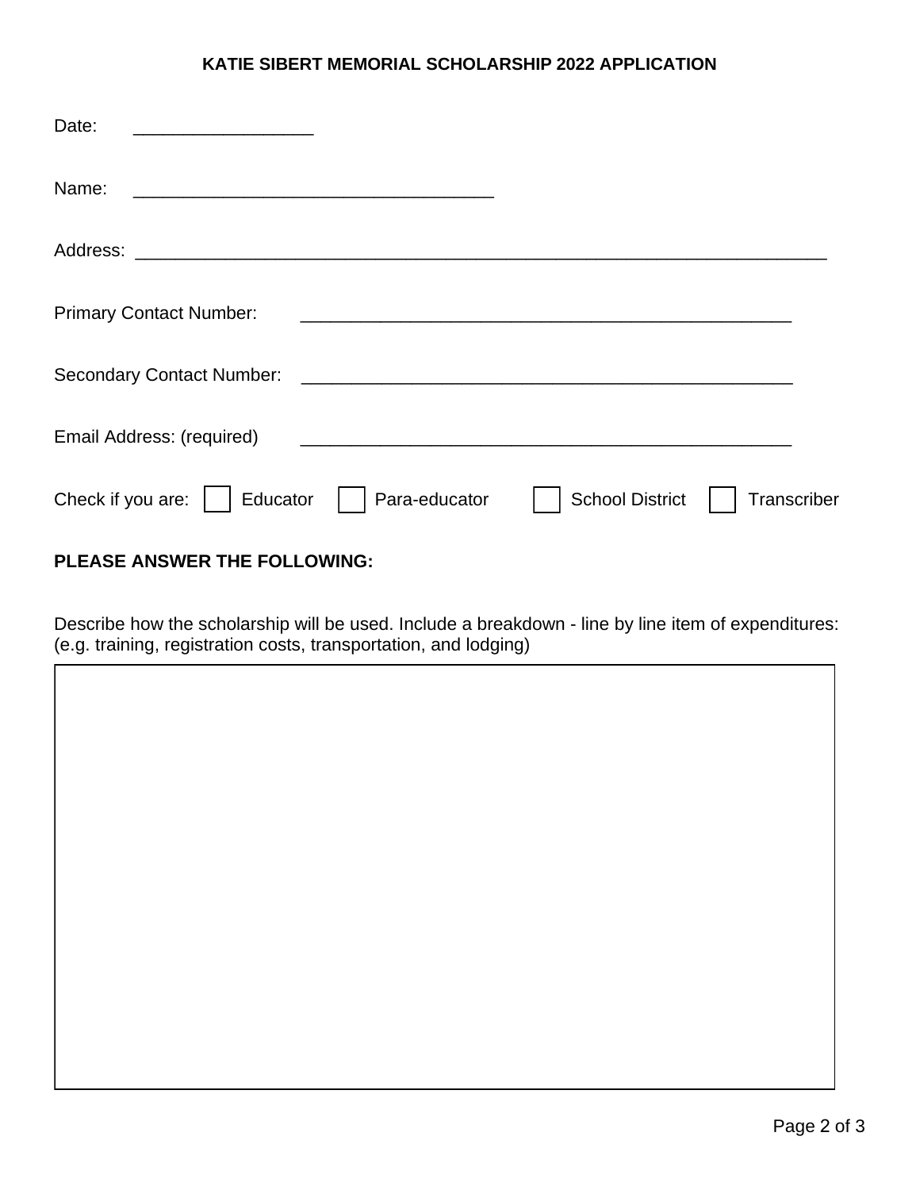**KATIE SIBERT MEMORIAL SCHOLARSHIP 2022 APPLICATION**

Date: ____________________

Name: ________________________________________

Address: ____________________________________________________________________________

Primary Contact Number: ______________________________________________________

Secondary Contact Number: ______________________________________________________

Email Address: (required) ______________________________________________________

Check if you are: ☐ Educator ☐ Para-educator ☐ School District ☐ Transcriber

**PLEASE ANSWER THE FOLLOWING:**

Describe how the scholarship will be used. Include a breakdown - line by line item of expenditures: (e.g. training, registration costs, transportation, and lodging)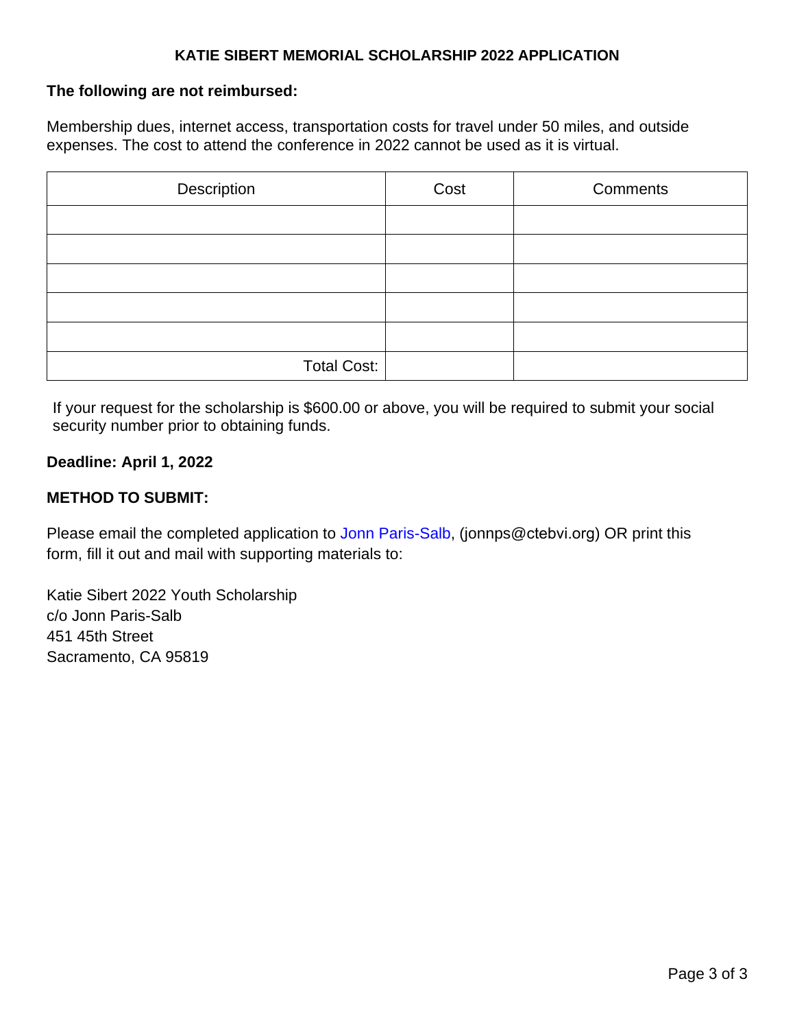**KATIE SIBERT MEMORIAL SCHOLARSHIP 2022 APPLICATION**

**The following are not reimbursed:**

Membership dues, internet access, transportation costs for travel under 50 miles, and outside expenses. The cost to attend the conference in 2022 cannot be used as it is virtual.

| Description | Cost | Comments |
|---|---|---|
| | | |
| | | |
| | | |
| | | |
| | | |
| Total Cost: | | |

If your request for the scholarship is $600.00 or above, you will be required to submit your social security number prior to obtaining funds.

**Deadline: April 1, 2022**

**METHOD TO SUBMIT:**

Please email the completed application to Jonn Paris-Salb, (jonnps@ctebvi.org) OR print this form, fill it out and mail with supporting materials to:

Katie Sibert 2022 Youth Scholarship
c/o Jonn Paris-Salb
451 45th Street
Sacramento, CA 95819